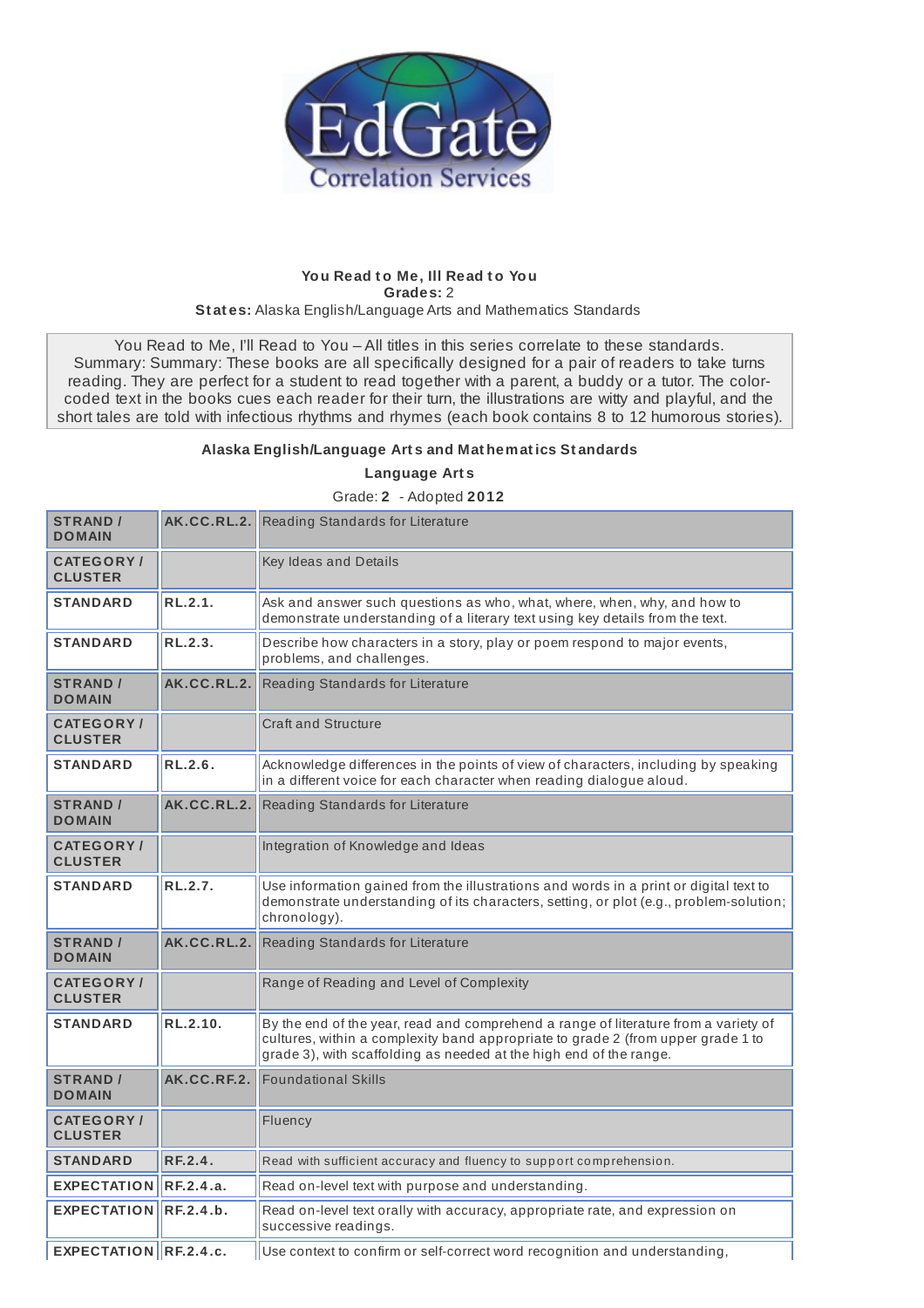EdGate Correlation Services

**You Read to Me, Ill Read to You**
**Grades:** 2
**States:** Alaska English/Language Arts and Mathematics Standards

You Read to Me, I'll Read to You – All titles in this series correlate to these standards. Summary: Summary: These books are all specifically designed for a pair of readers to take turns reading. They are perfect for a student to read together with a parent, a buddy or a tutor. The color-coded text in the books cues each reader for their turn, the illustrations are witty and playful, and the short tales are told with infectious rhythms and rhymes (each book contains 8 to 12 humorous stories).

**Alaska English/Language Arts and Mathematics Standards**

**Language Arts**

Grade: **2** - Adopted **2012**

| | | |
|---|---|---|
| **STRAND / DOMAIN** | **AK.CC.RL.2.** | Reading Standards for Literature |
| **CATEGORY / CLUSTER** | | Key Ideas and Details |
| **STANDARD** | **RL.2.1.** | Ask and answer such questions as who, what, where, when, why, and how to demonstrate understanding of a literary text using key details from the text. |
| **STANDARD** | **RL.2.3.** | Describe how characters in a story, play or poem respond to major events, problems, and challenges. |
| **STRAND / DOMAIN** | **AK.CC.RL.2.** | Reading Standards for Literature |
| **CATEGORY / CLUSTER** | | Craft and Structure |
| **STANDARD** | **RL.2.6.** | Acknowledge differences in the points of view of characters, including by speaking in a different voice for each character when reading dialogue aloud. |
| **STRAND / DOMAIN** | **AK.CC.RL.2.** | Reading Standards for Literature |
| **CATEGORY / CLUSTER** | | Integration of Knowledge and Ideas |
| **STANDARD** | **RL.2.7.** | Use information gained from the illustrations and words in a print or digital text to demonstrate understanding of its characters, setting, or plot (e.g., problem-solution; chronology). |
| **STRAND / DOMAIN** | **AK.CC.RL.2.** | Reading Standards for Literature |
| **CATEGORY / CLUSTER** | | Range of Reading and Level of Complexity |
| **STANDARD** | **RL.2.10.** | By the end of the year, read and comprehend a range of literature from a variety of cultures, within a complexity band appropriate to grade 2 (from upper grade 1 to grade 3), with scaffolding as needed at the high end of the range. |
| **STRAND / DOMAIN** | **AK.CC.RF.2.** | Foundational Skills |
| **CATEGORY / CLUSTER** | | Fluency |
| **STANDARD** | **RF.2.4.** | Read with sufficient accuracy and fluency to support comprehension. |
| **EXPECTATION** | **RF.2.4.a.** | Read on-level text with purpose and understanding. |
| **EXPECTATION** | **RF.2.4.b.** | Read on-level text orally with accuracy, appropriate rate, and expression on successive readings. |
| **EXPECTATION** | **RF.2.4.c.** | Use context to confirm or self-correct word recognition and understanding, |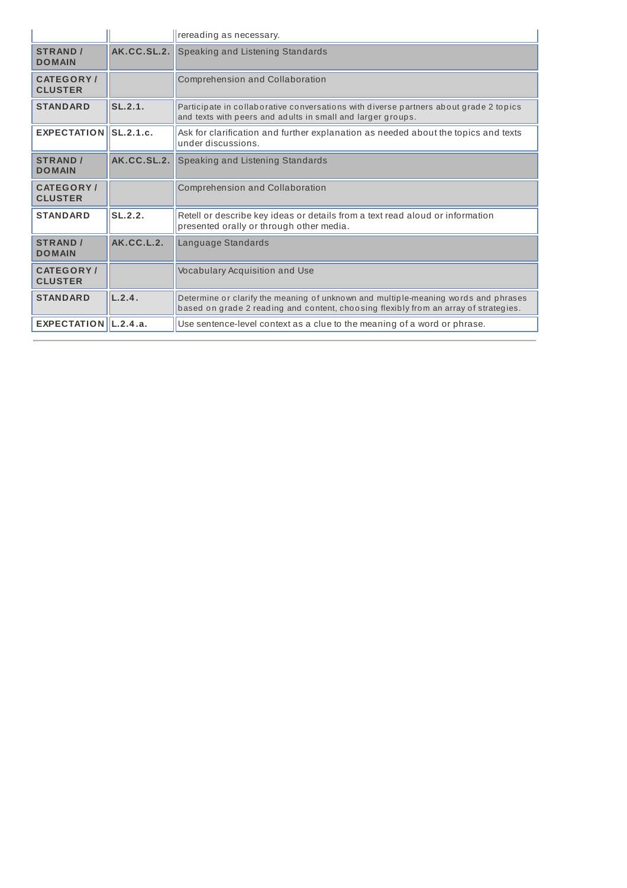| | | |
|---|---|---|
| | | rereading as necessary. |
| **STRAND / DOMAIN** | **AK.CC.SL.2.** | Speaking and Listening Standards |
| **CATEGORY / CLUSTER** | | Comprehension and Collaboration |
| **STANDARD** | **SL.2.1.** | Participate in collaborative conversations with diverse partners about grade 2 topics and texts with peers and adults in small and larger groups. |
| **EXPECTATION** | **SL.2.1.c.** | Ask for clarification and further explanation as needed about the topics and texts under discussions. |
| **STRAND / DOMAIN** | **AK.CC.SL.2.** | Speaking and Listening Standards |
| **CATEGORY / CLUSTER** | | Comprehension and Collaboration |
| **STANDARD** | **SL.2.2.** | Retell or describe key ideas or details from a text read aloud or information presented orally or through other media. |
| **STRAND / DOMAIN** | **AK.CC.L.2.** | Language Standards |
| **CATEGORY / CLUSTER** | | Vocabulary Acquisition and Use |
| **STANDARD** | **L.2.4.** | Determine or clarify the meaning of unknown and multiple-meaning words and phrases based on grade 2 reading and content, choosing flexibly from an array of strategies. |
| **EXPECTATION** | **L.2.4.a.** | Use sentence-level context as a clue to the meaning of a word or phrase. |